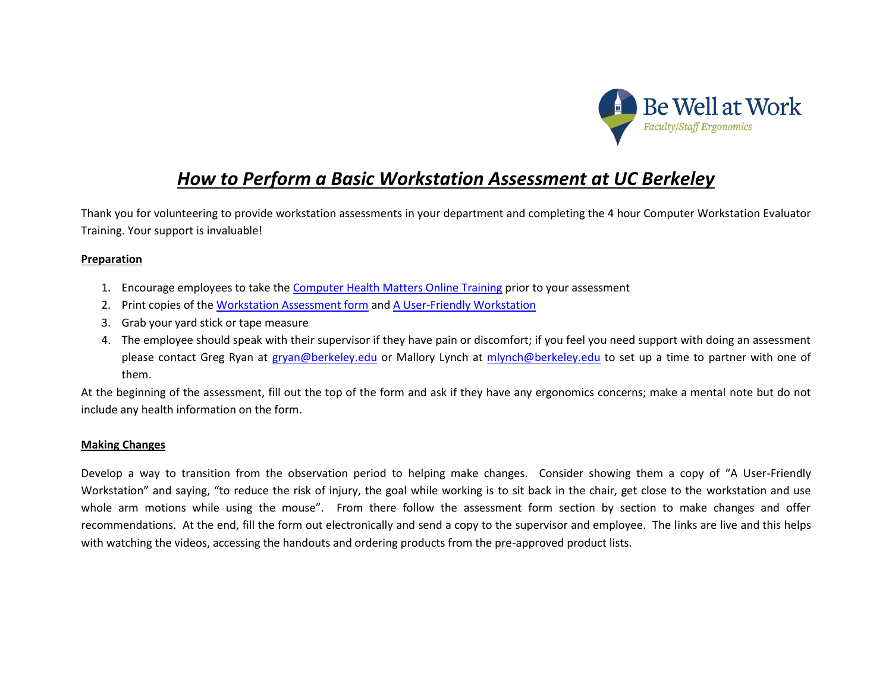Be Well at Work
*Faculty|Staff Ergonomics*

# *How to Perform a Basic Workstation Assessment at UC Berkeley*

Thank you for volunteering to provide workstation assessments in your department and completing the 4 hour Computer Workstation Evaluator Training. Your support is invaluable!

## Preparation

1. Encourage employees to take the Computer Health Matters Online Training prior to your assessment
2. Print copies of the Workstation Assessment form and A User-Friendly Workstation
3. Grab your yard stick or tape measure
4. The employee should speak with their supervisor if they have pain or discomfort; if you feel you need support with doing an assessment please contact Greg Ryan at gryan@berkeley.edu or Mallory Lynch at mlynch@berkeley.edu to set up a time to partner with one of them.

At the beginning of the assessment, fill out the top of the form and ask if they have any ergonomics concerns; make a mental note but do not include any health information on the form.

## Making Changes

Develop a way to transition from the observation period to helping make changes. Consider showing them a copy of "A User-Friendly Workstation" and saying, "to reduce the risk of injury, the goal while working is to sit back in the chair, get close to the workstation and use whole arm motions while using the mouse". From there follow the assessment form section by section to make changes and offer recommendations. At the end, fill the form out electronically and send a copy to the supervisor and employee. The links are live and this helps with watching the videos, accessing the handouts and ordering products from the pre-approved product lists.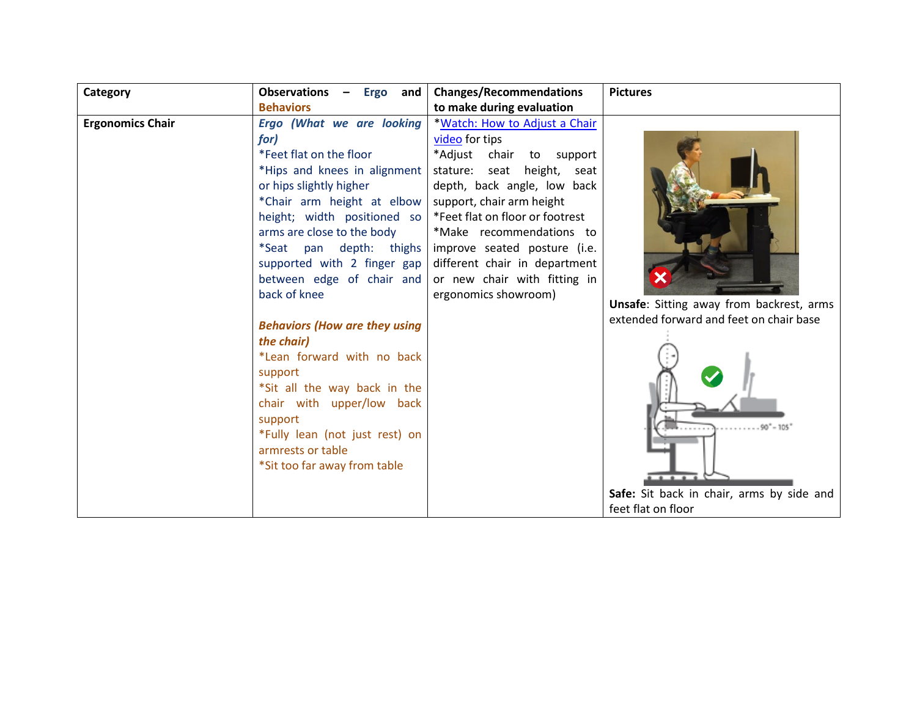| Category | Observations – Ergo and Behaviors | Changes/Recommendations to make during evaluation | Pictures |
| --- | --- | --- | --- |
| **Ergonomics Chair** | ***Ergo (What we are looking for)***<br>*Feet flat on the floor<br>*Hips and knees in alignment or hips slightly higher<br>*Chair arm height at elbow height; width positioned so arms are close to the body<br>*Seat pan depth: thighs supported with 2 finger gap between edge of chair and back of knee<br><br>***Behaviors (How are they using the chair)***<br>*Lean forward with no back support<br>*Sit all the way back in the chair with upper/low back support<br>*Fully lean (not just rest) on armrests or table<br>*Sit too far away from table | *[Watch: How to Adjust a Chair video]() for tips<br>*Adjust chair to support stature: seat height, seat depth, back angle, low back support, chair arm height<br>*Feet flat on floor or footrest<br>*Make recommendations to improve seated posture (i.e. different chair in department or new chair with fitting in ergonomics showroom) | **Unsafe**: Sitting away from backrest, arms extended forward and feet on chair base<br><br>90°–105°<br><br>**Safe:** Sit back in chair, arms by side and feet flat on floor |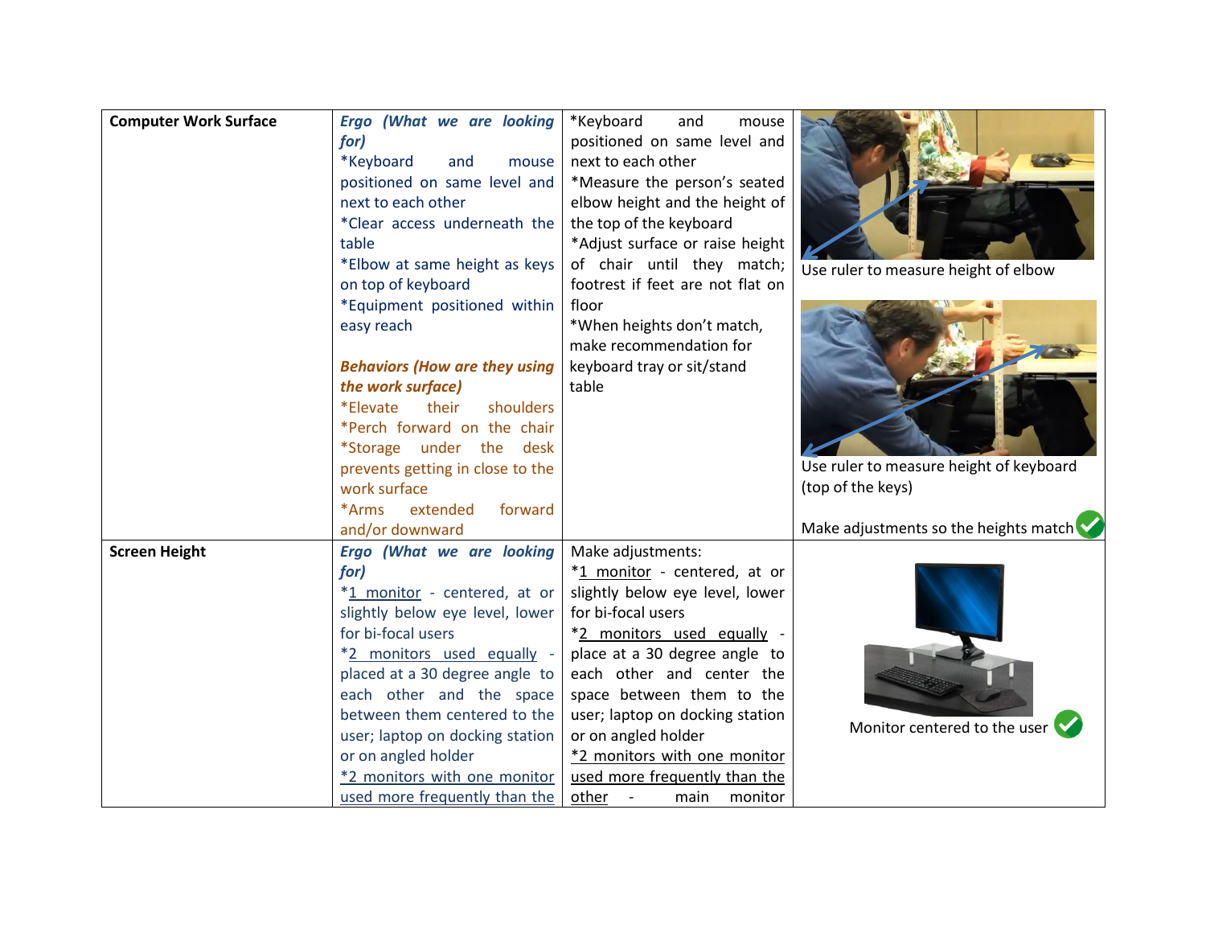| Computer Work Surface | *Ergo (What we are looking for)*<br>*Keyboard and mouse positioned on same level and next to each other<br>*Clear access underneath the table<br>*Elbow at same height as keys on top of keyboard<br>*Equipment positioned within easy reach<br><br>***Behaviors (How are they using the work surface)***<br>*Elevate their shoulders<br>*Perch forward on the chair<br>*Storage under the desk prevents getting in close to the work surface<br>*Arms extended forward and/or downward | *Keyboard and mouse positioned on same level and next to each other<br>*Measure the person's seated elbow height and the height of the top of the keyboard<br>*Adjust surface or raise height of chair until they match; footrest if feet are not flat on floor<br>*When heights don't match, make recommendation for keyboard tray or sit/stand table | Use ruler to measure height of elbow<br><br>Use ruler to measure height of keyboard (top of the keys)<br><br>Make adjustments so the heights match |
|---|---|---|---|
| **Screen Height** | *Ergo (What we are looking for)*<br>*1 monitor - centered, at or slightly below eye level, lower for bi-focal users<br>*2 monitors used equally - placed at a 30 degree angle to each other and the space between them centered to the user; laptop on docking station or on angled holder<br>*2 monitors with one monitor used more frequently than the | Make adjustments:<br>*1 monitor - centered, at or slightly below eye level, lower for bi-focal users<br>*2 monitors used equally - place at a 30 degree angle to each other and center the space between them to the user; laptop on docking station or on angled holder<br>*2 monitors with one monitor used more frequently than the other - main monitor | Monitor centered to the user |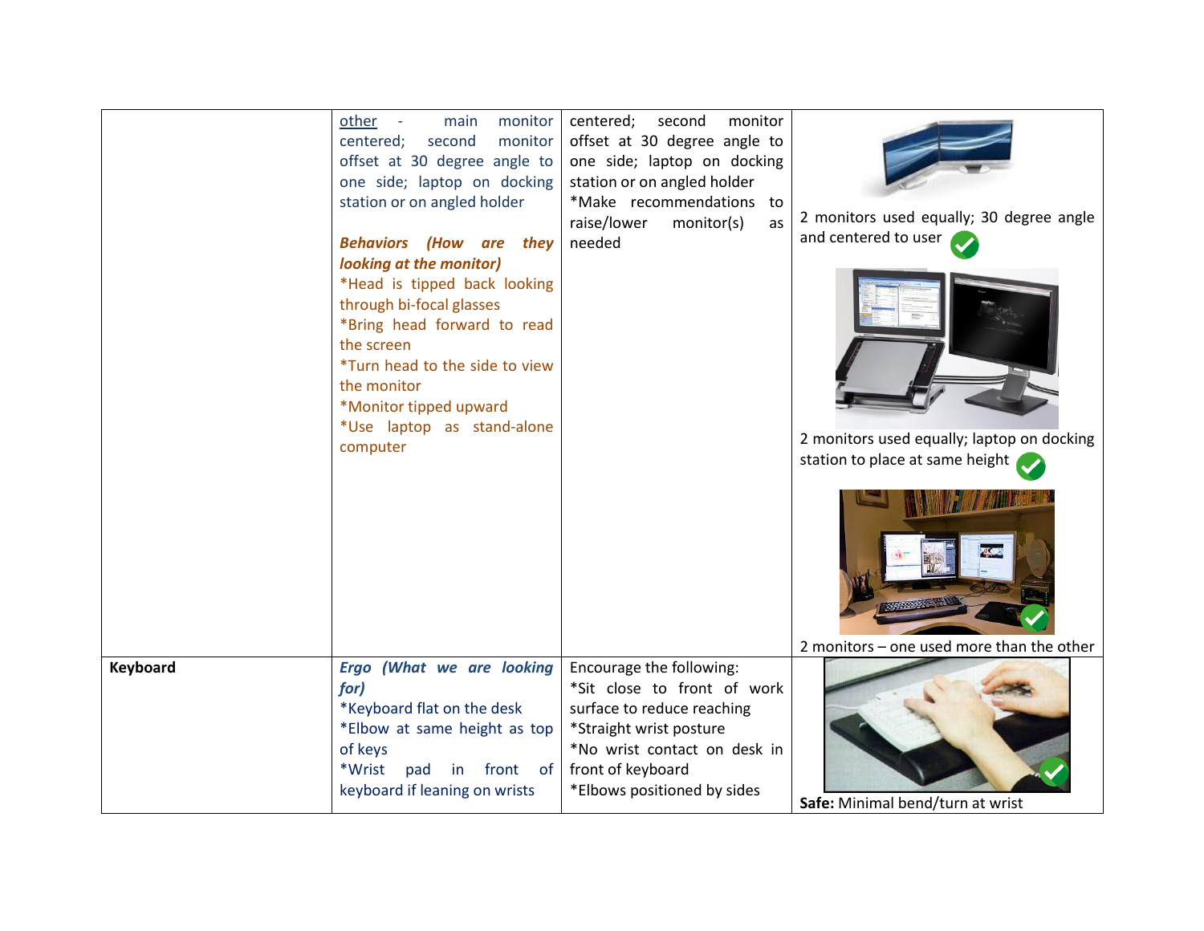| | | | |
|---|---|---|---|
| | other - main monitor centered; second monitor offset at 30 degree angle to one side; laptop on docking station or on angled holder<br><br>***Behaviors (How are they looking at the monitor)***<br>*Head is tipped back looking through bi-focal glasses<br>*Bring head forward to read the screen<br>*Turn head to the side to view the monitor<br>*Monitor tipped upward<br>*Use laptop as stand-alone computer | centered; second monitor offset at 30 degree angle to one side; laptop on docking station or on angled holder<br>*Make recommendations to raise/lower monitor(s) as needed | 2 monitors used equally; 30 degree angle and centered to user<br><br>2 monitors used equally; laptop on docking station to place at same height<br><br>2 monitors – one used more than the other |
| **Keyboard** | ***Ergo (What we are looking for)***<br>*Keyboard flat on the desk<br>*Elbow at same height as top of keys<br>*Wrist pad in front of keyboard if leaning on wrists | Encourage the following:<br>*Sit close to front of work surface to reduce reaching<br>*Straight wrist posture<br>*No wrist contact on desk in front of keyboard<br>*Elbows positioned by sides | **Safe:** Minimal bend/turn at wrist |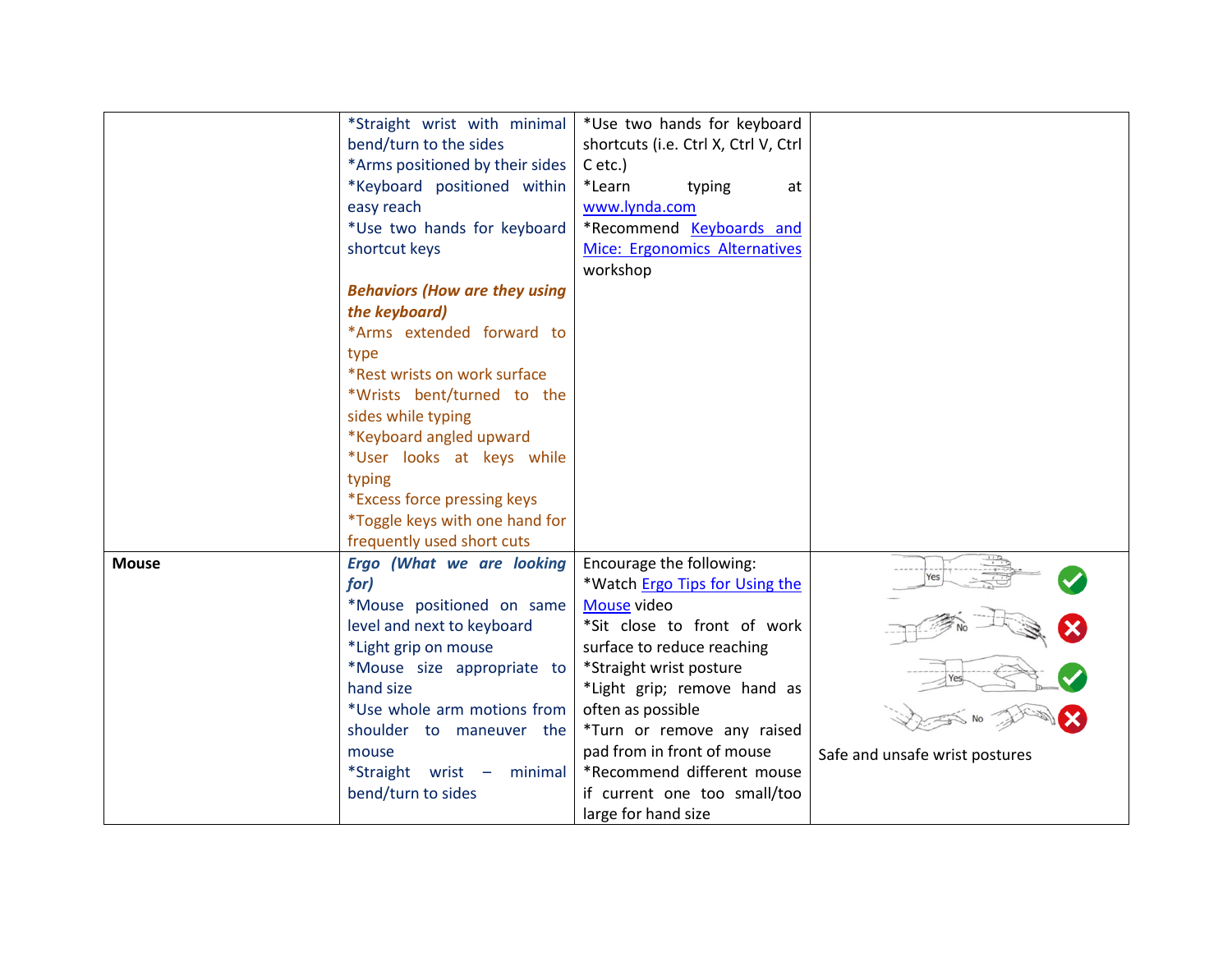| | | | |
|---|---|---|---|
| | *Straight wrist with minimal bend/turn to the sides<br>*Arms positioned by their sides<br>*Keyboard positioned within easy reach<br>*Use two hands for keyboard shortcut keys<br><br>***Behaviors (How are they using the keyboard)***<br>*Arms extended forward to type<br>*Rest wrists on work surface<br>*Wrists bent/turned to the sides while typing<br>*Keyboard angled upward<br>*User looks at keys while typing<br>*Excess force pressing keys<br>*Toggle keys with one hand for frequently used short cuts | *Use two hands for keyboard shortcuts (i.e. Ctrl X, Ctrl V, Ctrl C etc.)<br>*Learn typing at www.lynda.com<br>*Recommend Keyboards and Mice: Ergonomics Alternatives workshop | |
| **Mouse** | ***Ergo (What we are looking for)***<br>*Mouse positioned on same level and next to keyboard<br>*Light grip on mouse<br>*Mouse size appropriate to hand size<br>*Use whole arm motions from shoulder to maneuver the mouse<br>*Straight wrist – minimal bend/turn to sides | Encourage the following:<br>*Watch Ergo Tips for Using the Mouse video<br>*Sit close to front of work surface to reduce reaching<br>*Straight wrist posture<br>*Light grip; remove hand as often as possible<br>*Turn or remove any raised pad from in front of mouse<br>*Recommend different mouse if current one too small/too large for hand size | Safe and unsafe wrist postures |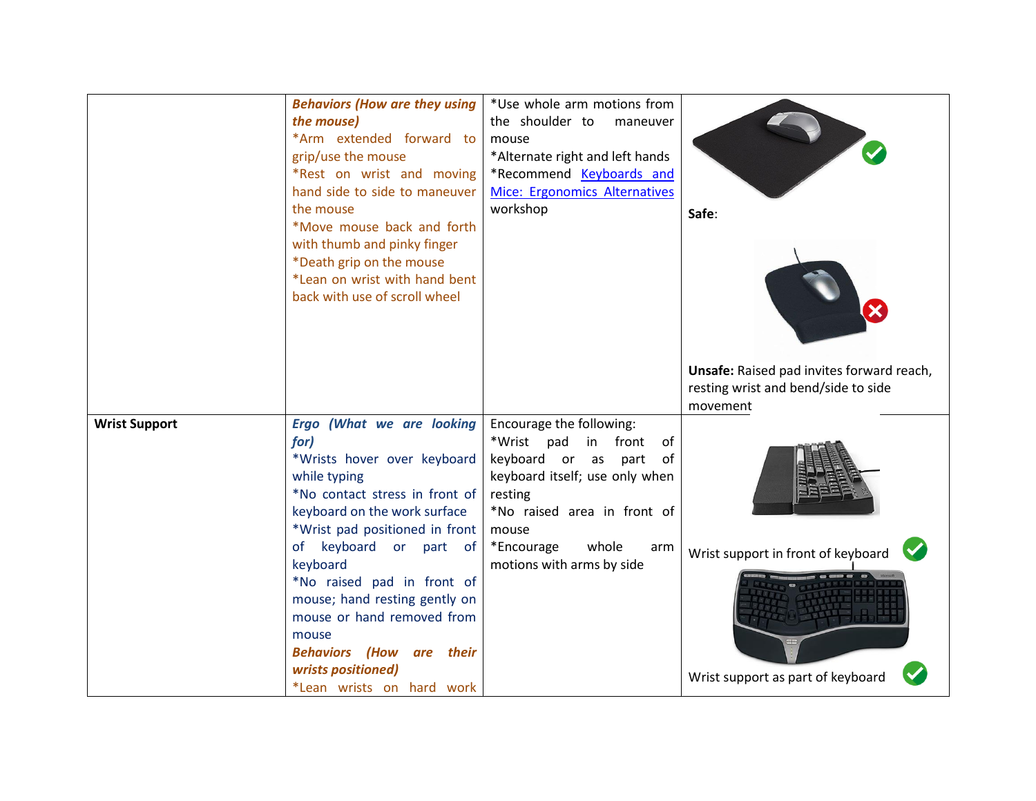| | | | |
|---|---|---|---|
| | ***Behaviors (How are they using the mouse)***<br>*Arm extended forward to grip/use the mouse<br>*Rest on wrist and moving hand side to side to maneuver the mouse<br>*Move mouse back and forth with thumb and pinky finger<br>*Death grip on the mouse<br>*Lean on wrist with hand bent back with use of scroll wheel | *Use whole arm motions from the shoulder to maneuver mouse<br>*Alternate right and left hands<br>*Recommend [Keyboards and Mice: Ergonomics Alternatives]() workshop | **Safe**:<br><br>**Unsafe:** Raised pad invites forward reach, resting wrist and bend/side to side movement |
| **Wrist Support** | ***Ergo (What we are looking for)***<br>*Wrists hover over keyboard while typing<br>*No contact stress in front of keyboard on the work surface<br>*Wrist pad positioned in front of keyboard or part of keyboard<br>*No raised pad in front of mouse; hand resting gently on mouse or hand removed from mouse<br>***Behaviors (How are their wrists positioned)***<br>*Lean wrists on hard work | Encourage the following:<br>*Wrist pad in front of keyboard or as part of keyboard itself; use only when resting<br>*No raised area in front of mouse<br>*Encourage whole arm motions with arms by side | Wrist support in front of keyboard<br><br>Wrist support as part of keyboard |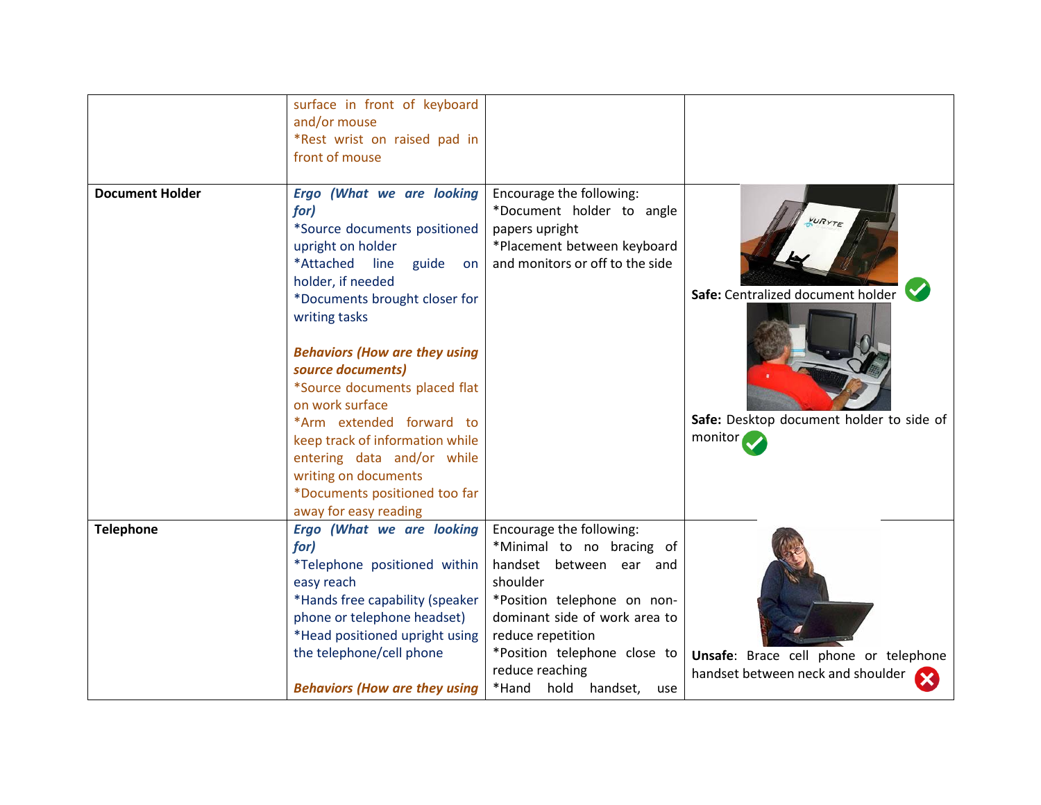| | | | |
|---|---|---|---|
| | surface in front of keyboard and/or mouse<br>*Rest wrist on raised pad in front of mouse | | |
| **Document Holder** | ***Ergo (What we are looking for)***<br>*Source documents positioned upright on holder<br>*Attached line guide on holder, if needed<br>*Documents brought closer for writing tasks<br><br>***Behaviors (How are they using source documents)***<br>*Source documents placed flat on work surface<br>*Arm extended forward to keep track of information while entering data and/or while writing on documents<br>*Documents positioned too far away for easy reading | Encourage the following:<br>*Document holder to angle papers upright<br>*Placement between keyboard and monitors or off to the side | **Safe:** Centralized document holder<br><br>**Safe:** Desktop document holder to side of monitor |
| **Telephone** | ***Ergo (What we are looking for)***<br>*Telephone positioned within easy reach<br>*Hands free capability (speaker phone or telephone headset)<br>*Head positioned upright using the telephone/cell phone<br><br>***Behaviors (How are they using*** | Encourage the following:<br>*Minimal to no bracing of handset between ear and shoulder<br>*Position telephone on non-dominant side of work area to reduce repetition<br>*Position telephone close to reduce reaching<br>*Hand hold handset, use | **Unsafe**: Brace cell phone or telephone handset between neck and shoulder |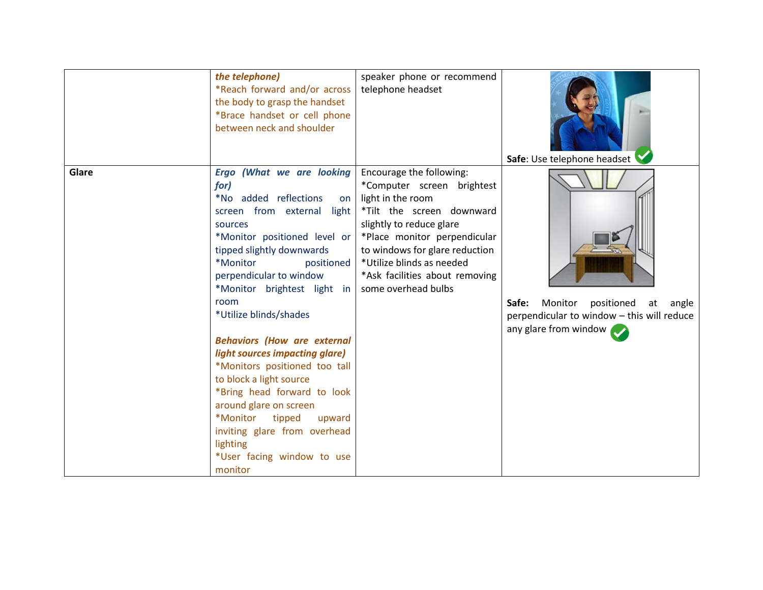| | | | |
|---|---|---|---|
| | ***the telephone)***<br>*Reach forward and/or across the body to grasp the handset<br>*Brace handset or cell phone between neck and shoulder | speaker phone or recommend telephone headset | **Safe**: Use telephone headset ✔ |
| **Glare** | ***Ergo (What we are looking for)***<br>*No added reflections on screen from external light sources<br>*Monitor positioned level or tipped slightly downwards<br>*Monitor positioned perpendicular to window<br>*Monitor brightest light in room<br>*Utilize blinds/shades<br><br>***Behaviors (How are external light sources impacting glare)***<br>*Monitors positioned too tall to block a light source<br>*Bring head forward to look around glare on screen<br>*Monitor tipped upward inviting glare from overhead lighting<br>*User facing window to use monitor | Encourage the following:<br>*Computer screen brightest light in the room<br>*Tilt the screen downward slightly to reduce glare<br>*Place monitor perpendicular to windows for glare reduction<br>*Utilize blinds as needed<br>*Ask facilities about removing some overhead bulbs | **Safe:** Monitor positioned at angle perpendicular to window – this will reduce any glare from window ✔ |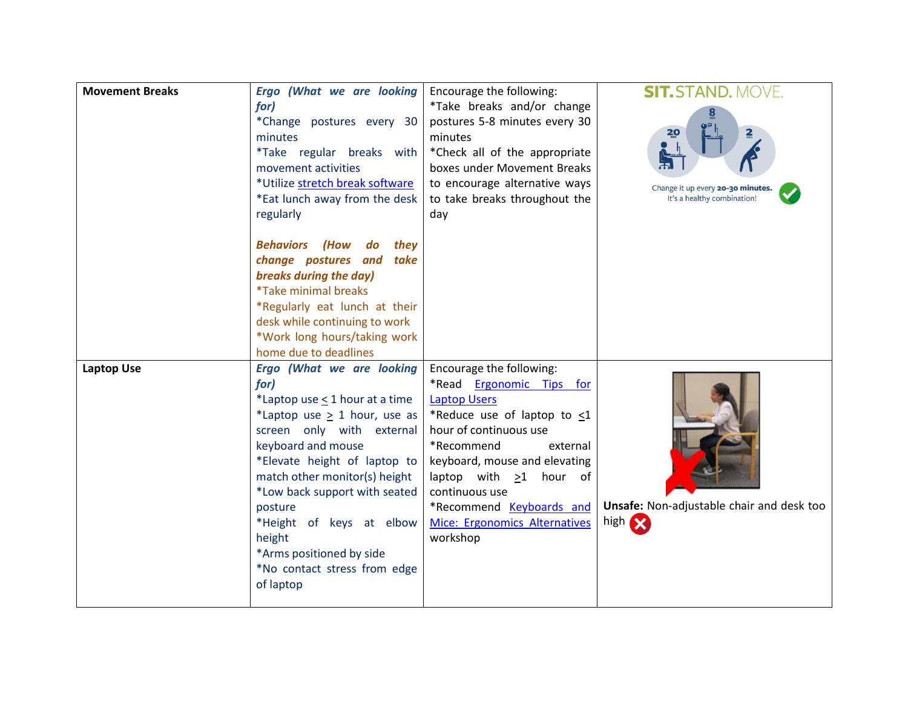| **Movement Breaks** | ***Ergo (What we are looking for)***<br>*Change postures every 30 minutes<br>*Take regular breaks with movement activities<br>*Utilize stretch break software<br>*Eat lunch away from the desk regularly<br><br>***Behaviors (How do they change postures and take breaks during the day)***<br>*Take minimal breaks<br>*Regularly eat lunch at their desk while continuing to work<br>*Work long hours/taking work home due to deadlines | Encourage the following:<br>*Take breaks and/or change postures 5-8 minutes every 30 minutes<br>*Check all of the appropriate boxes under Movement Breaks to encourage alternative ways to take breaks throughout the day | SIT. STAND. MOVE.<br>20 min, 8 min, 2 min<br>Change it up every **20-30 minutes.**<br>It's a healthy combination! |
|---|---|---|---|
| **Laptop Use** | ***Ergo (What we are looking for)***<br>*Laptop use ≤ 1 hour at a time<br>*Laptop use ≥ 1 hour, use as screen only with external keyboard and mouse<br>*Elevate height of laptop to match other monitor(s) height<br>*Low back support with seated posture<br>*Height of keys at elbow height<br>*Arms positioned by side<br>*No contact stress from edge of laptop | Encourage the following:<br>*Read Ergonomic Tips for Laptop Users<br>*Reduce use of laptop to ≤1 hour of continuous use<br>*Recommend external keyboard, mouse and elevating laptop with ≥1 hour of continuous use<br>*Recommend Keyboards and Mice: Ergonomics Alternatives workshop | **Unsafe:** Non-adjustable chair and desk too high |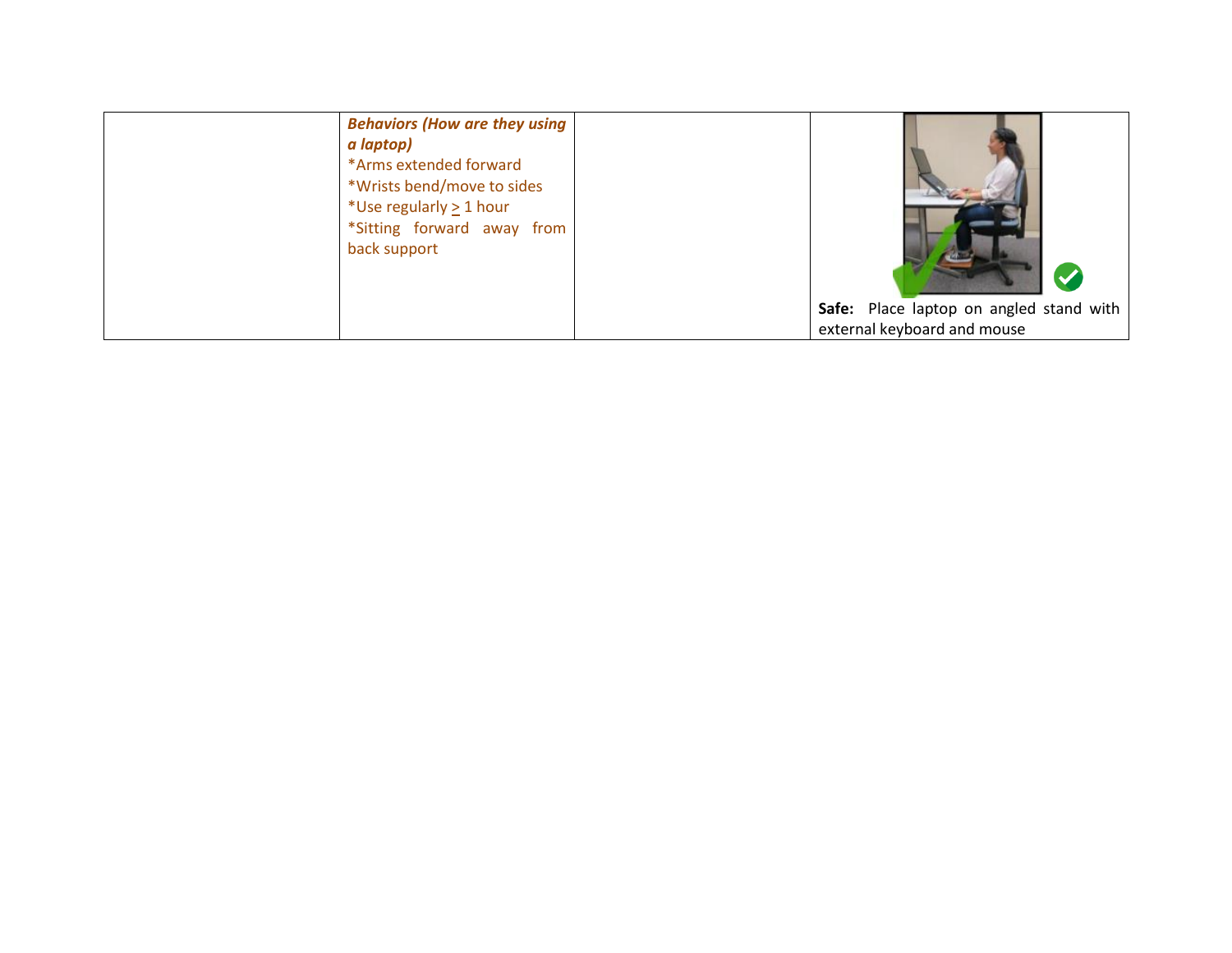| | | | |
|---|---|---|---|
| | ***Behaviors (How are they using a laptop)***<br>*Arms extended forward<br>*Wrists bend/move to sides<br>*Use regularly $\geq$ 1 hour<br>*Sitting forward away from back support | | **Safe:** Place laptop on angled stand with external keyboard and mouse |